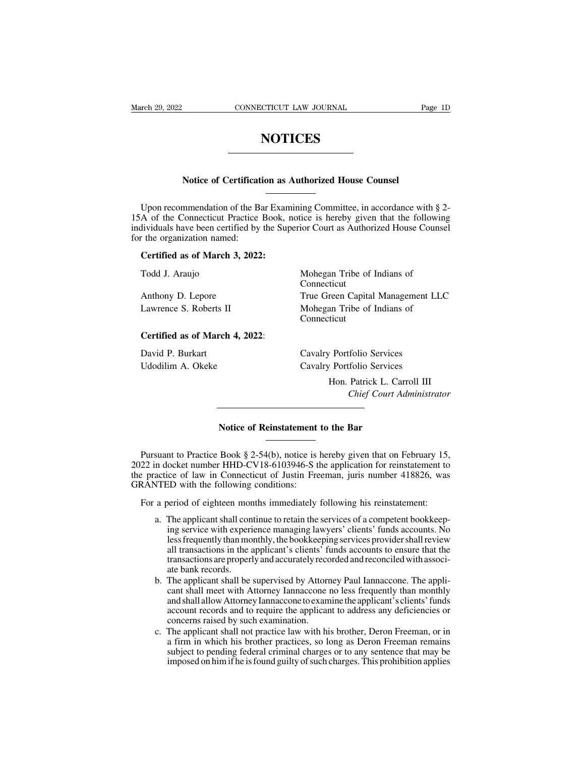# NOTICES

## Notice of Certification as Authorized House Counsel

Upon recommendation of the Bar Examining Committee, in accordance with § 2-15A of the Connecticut Practice Book, notice is hereby given that the following individuals have been certified by the Superior Court as Authorized House Counsel for the organization named:

**Certified as of March 3, 2022:**

| | |
|---|---|
| Todd J. Araujo | Mohegan Tribe of Indians of Connecticut |
| Anthony D. Lepore | True Green Capital Management LLC |
| Lawrence S. Roberts II | Mohegan Tribe of Indians of Connecticut |

**Certified as of March 4, 2022:**

| | |
|---|---|
| David P. Burkart | Cavalry Portfolio Services |
| Udodilim A. Okeke | Cavalry Portfolio Services |

Hon. Patrick L. Carroll III
*Chief Court Administrator*

## Notice of Reinstatement to the Bar

Pursuant to Practice Book § 2-54(b), notice is hereby given that on February 15, 2022 in docket number HHD-CV18-6103946-S the application for reinstatement to the practice of law in Connecticut of Justin Freeman, juris number 418826, was GRANTED with the following conditions:

For a period of eighteen months immediately following his reinstatement:

a. The applicant shall continue to retain the services of a competent bookkeeping service with experience managing lawyers' clients' funds accounts. No less frequently than monthly, the bookkeeping services provider shall review all transactions in the applicant's clients' funds accounts to ensure that the transactions are properly and accurately recorded and reconciled with associate bank records.

b. The applicant shall be supervised by Attorney Paul Iannaccone. The applicant shall meet with Attorney Iannaccone no less frequently than monthly and shall allow Attorney Iannaccone to examine the applicant's clients' funds account records and to require the applicant to address any deficiencies or concerns raised by such examination.

c. The applicant shall not practice law with his brother, Deron Freeman, or in a firm in which his brother practices, so long as Deron Freeman remains subject to pending federal criminal charges or to any sentence that may be imposed on him if he is found guilty of such charges. This prohibition applies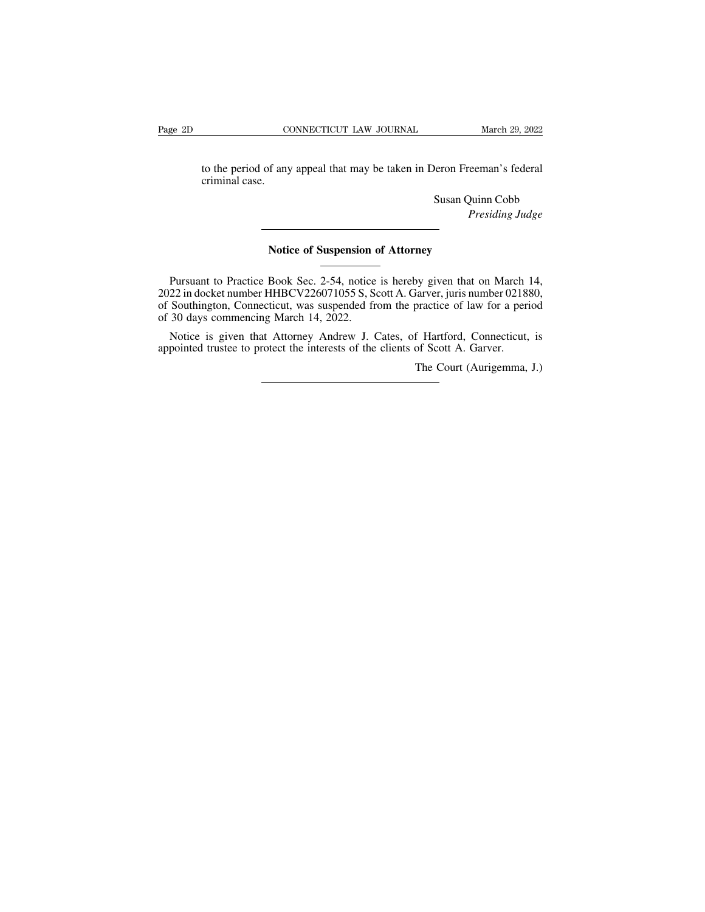to the period of any appeal that may be taken in Deron Freeman's federal criminal case.

Susan Quinn Cobb
*Presiding Judge*

---

## Notice of Suspension of Attorney

Pursuant to Practice Book Sec. 2-54, notice is hereby given that on March 14, 2022 in docket number HHBCV226071055 S, Scott A. Garver, juris number 021880, of Southington, Connecticut, was suspended from the practice of law for a period of 30 days commencing March 14, 2022.

Notice is given that Attorney Andrew J. Cates, of Hartford, Connecticut, is appointed trustee to protect the interests of the clients of Scott A. Garver.

The Court (Aurigemma, J.)

---